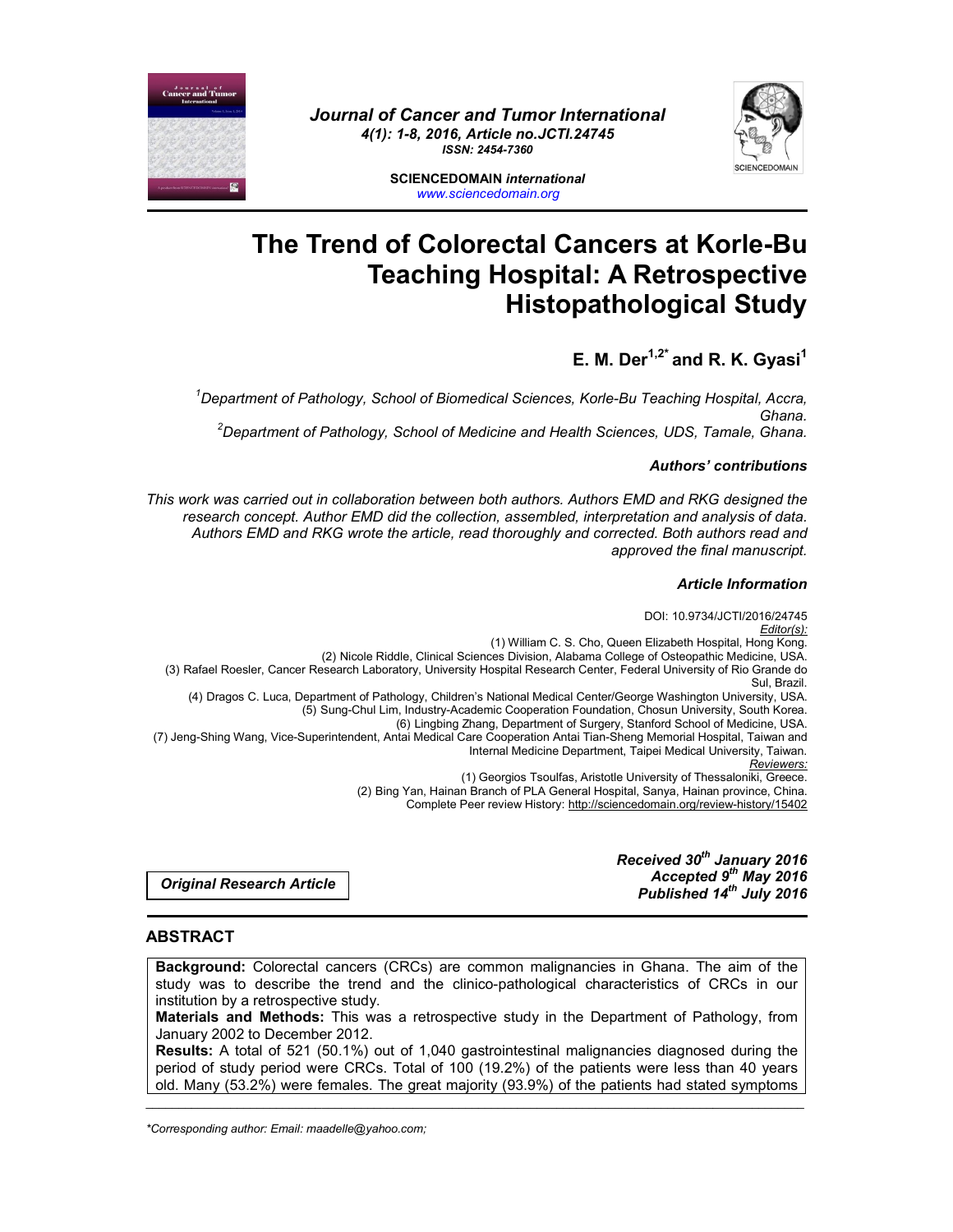Journal of Cancer and Tumor International
4(1): 1-8, 2016, Article no.JCTI.24745
ISSN: 2454-7360

SCIENCEDOMAIN *international*
www.sciencedomain.org

# The Trend of Colorectal Cancers at Korle-Bu Teaching Hospital: A Retrospective Histopathological Study

**E. M. Der[1,2*] and R. K. Gyasi[1]**

*[1]Department of Pathology, School of Biomedical Sciences, Korle-Bu Teaching Hospital, Accra, Ghana.*
*[2]Department of Pathology, School of Medicine and Health Sciences, UDS, Tamale, Ghana.*

### *Authors' contributions*

*This work was carried out in collaboration between both authors. Authors EMD and RKG designed the research concept. Author EMD did the collection, assembled, interpretation and analysis of data. Authors EMD and RKG wrote the article, read thoroughly and corrected. Both authors read and approved the final manuscript.*

### *Article Information*

DOI: 10.9734/JCTI/2016/24745
*Editor(s):*
(1) William C. S. Cho, Queen Elizabeth Hospital, Hong Kong.
(2) Nicole Riddle, Clinical Sciences Division, Alabama College of Osteopathic Medicine, USA.
(3) Rafael Roesler, Cancer Research Laboratory, University Hospital Research Center, Federal University of Rio Grande do Sul, Brazil.
(4) Dragos C. Luca, Department of Pathology, Children's National Medical Center/George Washington University, USA.
(5) Sung-Chul Lim, Industry-Academic Cooperation Foundation, Chosun University, South Korea.
(6) Lingbing Zhang, Department of Surgery, Stanford School of Medicine, USA.
(7) Jeng-Shing Wang, Vice-Superintendent, Antai Medical Care Cooperation Antai Tian-Sheng Memorial Hospital, Taiwan and Internal Medicine Department, Taipei Medical University, Taiwan.
*Reviewers:*
(1) Georgios Tsoulfas, Aristotle University of Thessaloniki, Greece.
(2) Bing Yan, Hainan Branch of PLA General Hospital, Sanya, Hainan province, China.
Complete Peer review History: http://sciencedomain.org/review-history/15402

*Original Research Article*

*Received 30th January 2016*
*Accepted 9th May 2016*
*Published 14th July 2016*

## ABSTRACT

**Background:** Colorectal cancers (CRCs) are common malignancies in Ghana. The aim of the study was to describe the trend and the clinico-pathological characteristics of CRCs in our institution by a retrospective study.

**Materials and Methods:** This was a retrospective study in the Department of Pathology, from January 2002 to December 2012.

**Results:** A total of 521 (50.1%) out of 1,040 gastrointestinal malignancies diagnosed during the period of study period were CRCs. Total of 100 (19.2%) of the patients were less than 40 years old. Many (53.2%) were females. The great majority (93.9%) of the patients had stated symptoms

*Corresponding author: Email: maadelle@yahoo.com;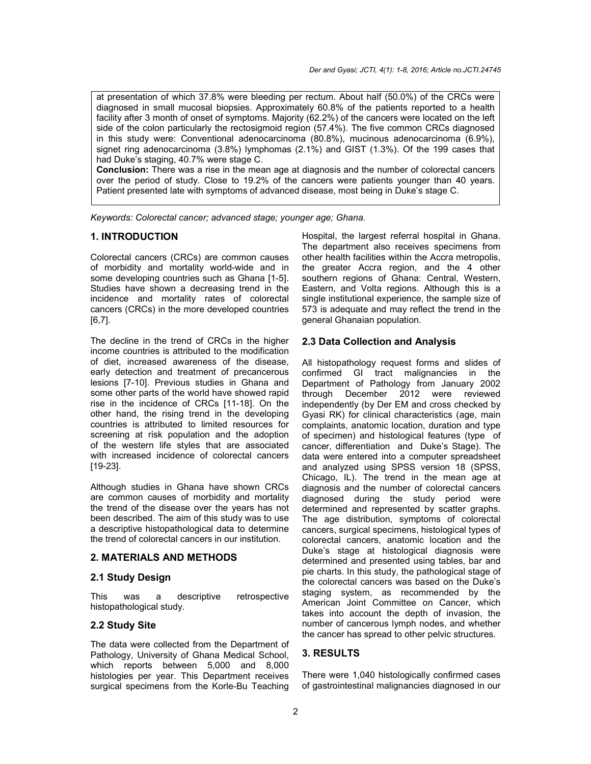at presentation of which 37.8% were bleeding per rectum. About half (50.0%) of the CRCs were diagnosed in small mucosal biopsies. Approximately 60.8% of the patients reported to a health facility after 3 month of onset of symptoms. Majority (62.2%) of the cancers were located on the left side of the colon particularly the rectosigmoid region (57.4%). The five common CRCs diagnosed in this study were: Conventional adenocarcinoma (80.8%), mucinous adenocarcinoma (6.9%), signet ring adenocarcinoma (3.8%) lymphomas (2.1%) and GIST (1.3%). Of the 199 cases that had Duke's staging, 40.7% were stage C.

**Conclusion:** There was a rise in the mean age at diagnosis and the number of colorectal cancers over the period of study. Close to 19.2% of the cancers were patients younger than 40 years. Patient presented late with symptoms of advanced disease, most being in Duke's stage C.

*Keywords: Colorectal cancer; advanced stage; younger age; Ghana.*

## 1. INTRODUCTION

Colorectal cancers (CRCs) are common causes of morbidity and mortality world-wide and in some developing countries such as Ghana [1-5]. Studies have shown a decreasing trend in the incidence and mortality rates of colorectal cancers (CRCs) in the more developed countries [6,7].

The decline in the trend of CRCs in the higher income countries is attributed to the modification of diet, increased awareness of the disease, early detection and treatment of precancerous lesions [7-10]. Previous studies in Ghana and some other parts of the world have showed rapid rise in the incidence of CRCs [11-18]. On the other hand, the rising trend in the developing countries is attributed to limited resources for screening at risk population and the adoption of the western life styles that are associated with increased incidence of colorectal cancers [19-23].

Although studies in Ghana have shown CRCs are common causes of morbidity and mortality the trend of the disease over the years has not been described. The aim of this study was to use a descriptive histopathological data to determine the trend of colorectal cancers in our institution.

## 2. MATERIALS AND METHODS

### 2.1 Study Design

This was a descriptive retrospective histopathological study.

### 2.2 Study Site

The data were collected from the Department of Pathology, University of Ghana Medical School, which reports between 5,000 and 8,000 histologies per year. This Department receives surgical specimens from the Korle-Bu Teaching Hospital, the largest referral hospital in Ghana. The department also receives specimens from other health facilities within the Accra metropolis, the greater Accra region, and the 4 other southern regions of Ghana: Central, Western, Eastern, and Volta regions. Although this is a single institutional experience, the sample size of 573 is adequate and may reflect the trend in the general Ghanaian population.

### 2.3 Data Collection and Analysis

All histopathology request forms and slides of confirmed GI tract malignancies in the Department of Pathology from January 2002 through December 2012 were reviewed independently (by Der EM and cross checked by Gyasi RK) for clinical characteristics (age, main complaints, anatomic location, duration and type of specimen) and histological features (type of cancer, differentiation and Duke's Stage). The data were entered into a computer spreadsheet and analyzed using SPSS version 18 (SPSS, Chicago, IL). The trend in the mean age at diagnosis and the number of colorectal cancers diagnosed during the study period were determined and represented by scatter graphs. The age distribution, symptoms of colorectal cancers, surgical specimens, histological types of colorectal cancers, anatomic location and the Duke's stage at histological diagnosis were determined and presented using tables, bar and pie charts. In this study, the pathological stage of the colorectal cancers was based on the Duke's staging system, as recommended by the American Joint Committee on Cancer, which takes into account the depth of invasion, the number of cancerous lymph nodes, and whether the cancer has spread to other pelvic structures.

## 3. RESULTS

There were 1,040 histologically confirmed cases of gastrointestinal malignancies diagnosed in our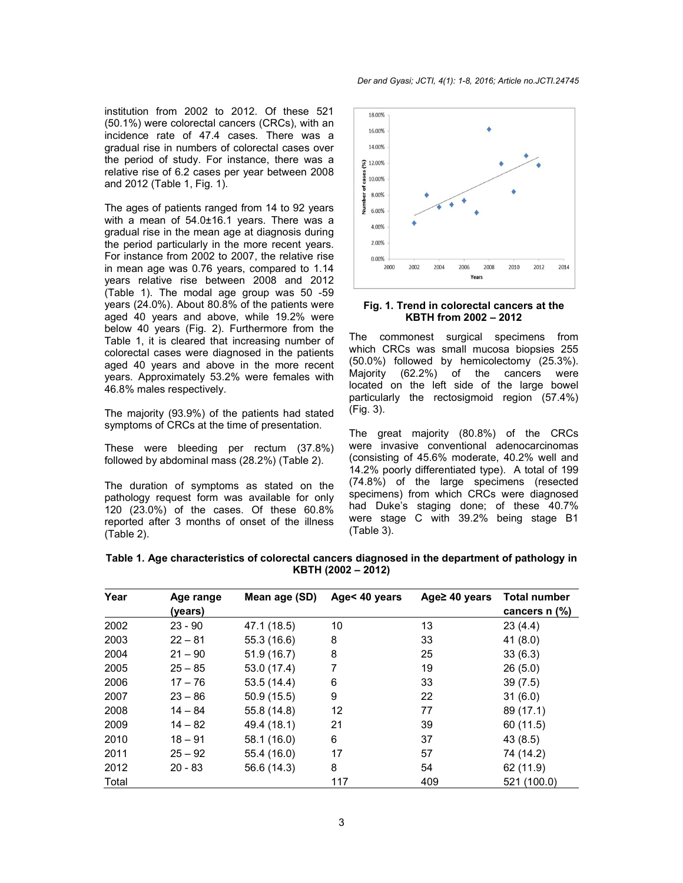institution from 2002 to 2012. Of these 521 (50.1%) were colorectal cancers (CRCs), with an incidence rate of 47.4 cases. There was a gradual rise in numbers of colorectal cases over the period of study. For instance, there was a relative rise of 6.2 cases per year between 2008 and 2012 (Table 1, Fig. 1).

The ages of patients ranged from 14 to 92 years with a mean of 54.0±16.1 years. There was a gradual rise in the mean age at diagnosis during the period particularly in the more recent years. For instance from 2002 to 2007, the relative rise in mean age was 0.76 years, compared to 1.14 years relative rise between 2008 and 2012 (Table 1). The modal age group was 50 -59 years (24.0%). About 80.8% of the patients were aged 40 years and above, while 19.2% were below 40 years (Fig. 2). Furthermore from the Table 1, it is cleared that increasing number of colorectal cases were diagnosed in the patients aged 40 years and above in the more recent years. Approximately 53.2% were females with 46.8% males respectively.

The majority (93.9%) of the patients had stated symptoms of CRCs at the time of presentation.

These were bleeding per rectum (37.8%) followed by abdominal mass (28.2%) (Table 2).

The duration of symptoms as stated on the pathology request form was available for only 120 (23.0%) of the cases. Of these 60.8% reported after 3 months of onset of the illness (Table 2).

**Fig. 1. Trend in colorectal cancers at the KBTH from 2002 – 2012**

The commonest surgical specimens from which CRCs was small mucosa biopsies 255 (50.0%) followed by hemicolectomy (25.3%). Majority (62.2%) of the cancers were located on the left side of the large bowel particularly the rectosigmoid region (57.4%) (Fig. 3).

The great majority (80.8%) of the CRCs were invasive conventional adenocarcinomas (consisting of 45.6% moderate, 40.2% well and 14.2% poorly differentiated type). A total of 199 (74.8%) of the large specimens (resected specimens) from which CRCs were diagnosed had Duke's staging done; of these 40.7% were stage C with 39.2% being stage B1 (Table 3).

**Table 1. Age characteristics of colorectal cancers diagnosed in the department of pathology in KBTH (2002 – 2012)**

| Year | Age range (years) | Mean age (SD) | Age< 40 years | Age≥ 40 years | Total number cancers n (%) |
|---|---|---|---|---|---|
| 2002 | 23 - 90 | 47.1 (18.5) | 10 | 13 | 23 (4.4) |
| 2003 | 22 – 81 | 55.3 (16.6) | 8 | 33 | 41 (8.0) |
| 2004 | 21 – 90 | 51.9 (16.7) | 8 | 25 | 33 (6.3) |
| 2005 | 25 – 85 | 53.0 (17.4) | 7 | 19 | 26 (5.0) |
| 2006 | 17 – 76 | 53.5 (14.4) | 6 | 33 | 39 (7.5) |
| 2007 | 23 – 86 | 50.9 (15.5) | 9 | 22 | 31 (6.0) |
| 2008 | 14 – 84 | 55.8 (14.8) | 12 | 77 | 89 (17.1) |
| 2009 | 14 – 82 | 49.4 (18.1) | 21 | 39 | 60 (11.5) |
| 2010 | 18 – 91 | 58.1 (16.0) | 6 | 37 | 43 (8.5) |
| 2011 | 25 – 92 | 55.4 (16.0) | 17 | 57 | 74 (14.2) |
| 2012 | 20 - 83 | 56.6 (14.3) | 8 | 54 | 62 (11.9) |
| Total | | | 117 | 409 | 521 (100.0) |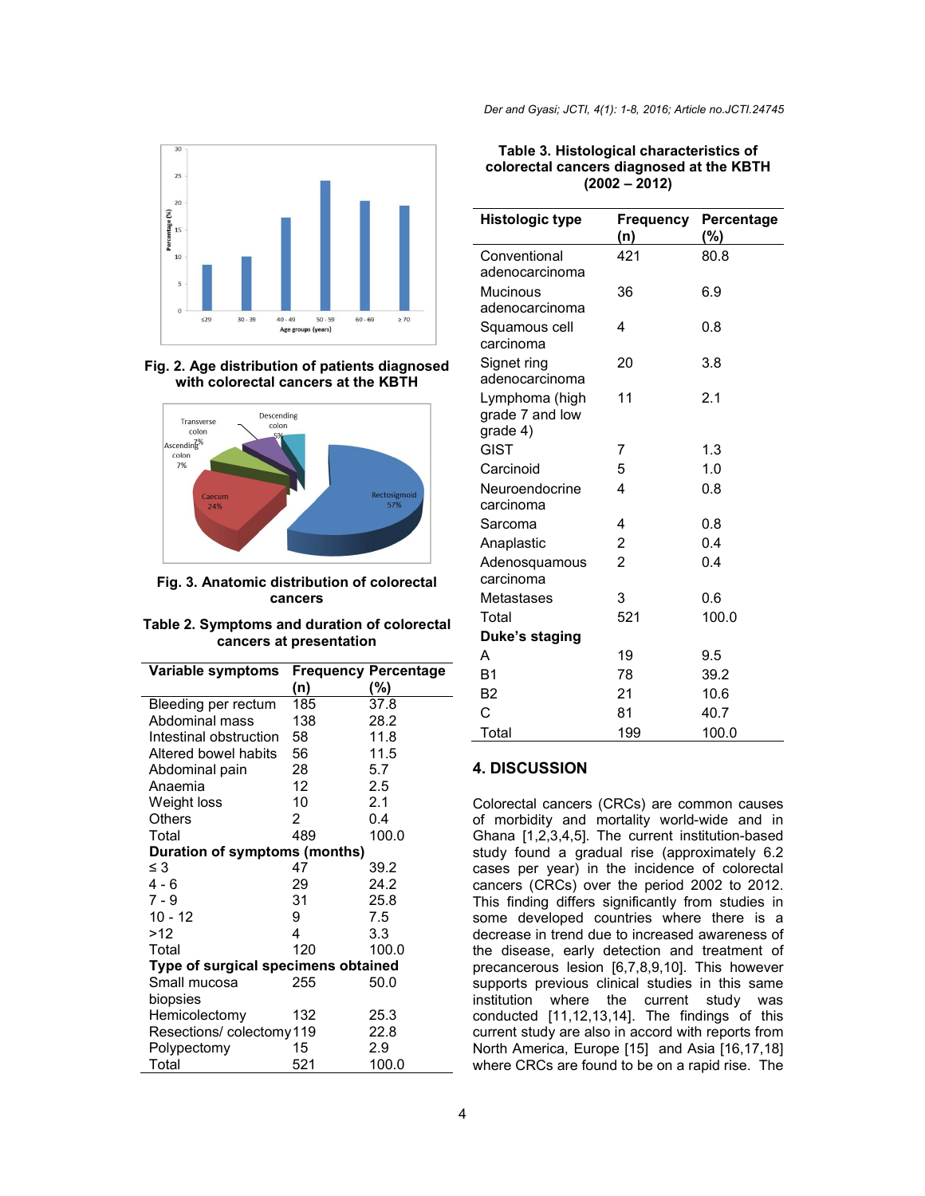30

25

20

15

10

5

0

Percentage (%)

≤29 30 - 39 40 - 49 50 - 59 60 - 69 ≥ 70

Age groups (years)

**Fig. 2. Age distribution of patients diagnosed with colorectal cancers at the KBTH**

Transverse colon 7%

Descending colon 5%

Ascending colon 7%

Caecum 24%

Rectosigmoid 57%

**Fig. 3. Anatomic distribution of colorectal cancers**

**Table 2. Symptoms and duration of colorectal cancers at presentation**

| Variable symptoms | Frequency (n) | Percentage (%) |
|---|---|---|
| Bleeding per rectum | 185 | 37.8 |
| Abdominal mass | 138 | 28.2 |
| Intestinal obstruction | 58 | 11.8 |
| Altered bowel habits | 56 | 11.5 |
| Abdominal pain | 28 | 5.7 |
| Anaemia | 12 | 2.5 |
| Weight loss | 10 | 2.1 |
| Others | 2 | 0.4 |
| Total | 489 | 100.0 |
| **Duration of symptoms (months)** | | |
| ≤ 3 | 47 | 39.2 |
| 4 - 6 | 29 | 24.2 |
| 7 - 9 | 31 | 25.8 |
| 10 - 12 | 9 | 7.5 |
| >12 | 4 | 3.3 |
| Total | 120 | 100.0 |
| **Type of surgical specimens obtained** | | |
| Small mucosa biopsies | 255 | 50.0 |
| Hemicolectomy | 132 | 25.3 |
| Resections/ colectomy | 119 | 22.8 |
| Polypectomy | 15 | 2.9 |
| Total | 521 | 100.0 |

**Table 3. Histological characteristics of colorectal cancers diagnosed at the KBTH (2002 – 2012)**

| Histologic type | Frequency (n) | Percentage (%) |
|---|---|---|
| Conventional adenocarcinoma | 421 | 80.8 |
| Mucinous adenocarcinoma | 36 | 6.9 |
| Squamous cell carcinoma | 4 | 0.8 |
| Signet ring adenocarcinoma | 20 | 3.8 |
| Lymphoma (high grade 7 and low grade 4) | 11 | 2.1 |
| GIST | 7 | 1.3 |
| Carcinoid | 5 | 1.0 |
| Neuroendocrine carcinoma | 4 | 0.8 |
| Sarcoma | 4 | 0.8 |
| Anaplastic | 2 | 0.4 |
| Adenosquamous carcinoma | 2 | 0.4 |
| Metastases | 3 | 0.6 |
| Total | 521 | 100.0 |
| **Duke's staging** | | |
| A | 19 | 9.5 |
| B1 | 78 | 39.2 |
| B2 | 21 | 10.6 |
| C | 81 | 40.7 |
| Total | 199 | 100.0 |

## 4. DISCUSSION

Colorectal cancers (CRCs) are common causes of morbidity and mortality world-wide and in Ghana [1,2,3,4,5]. The current institution-based study found a gradual rise (approximately 6.2 cases per year) in the incidence of colorectal cancers (CRCs) over the period 2002 to 2012. This finding differs significantly from studies in some developed countries where there is a decrease in trend due to increased awareness of the disease, early detection and treatment of precancerous lesion [6,7,8,9,10]. This however supports previous clinical studies in this same institution where the current study was conducted [11,12,13,14]. The findings of this current study are also in accord with reports from North America, Europe [15] and Asia [16,17,18] where CRCs are found to be on a rapid rise. The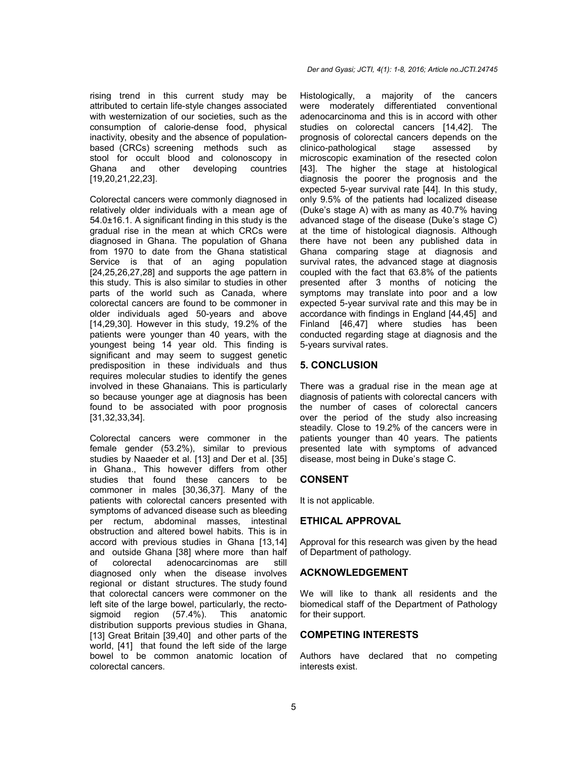rising trend in this current study may be attributed to certain life-style changes associated with westernization of our societies, such as the consumption of calorie-dense food, physical inactivity, obesity and the absence of population-based (CRCs) screening methods such as stool for occult blood and colonoscopy in Ghana and other developing countries [19,20,21,22,23].

Colorectal cancers were commonly diagnosed in relatively older individuals with a mean age of 54.0±16.1. A significant finding in this study is the gradual rise in the mean at which CRCs were diagnosed in Ghana. The population of Ghana from 1970 to date from the Ghana statistical Service is that of an aging population [24,25,26,27,28] and supports the age pattern in this study. This is also similar to studies in other parts of the world such as Canada, where colorectal cancers are found to be commoner in older individuals aged 50-years and above [14,29,30]. However in this study, 19.2% of the patients were younger than 40 years, with the youngest being 14 year old. This finding is significant and may seem to suggest genetic predisposition in these individuals and thus requires molecular studies to identify the genes involved in these Ghanaians. This is particularly so because younger age at diagnosis has been found to be associated with poor prognosis [31,32,33,34].

Colorectal cancers were commoner in the female gender (53.2%), similar to previous studies by Naaeder et al. [13] and Der et al. [35] in Ghana., This however differs from other studies that found these cancers to be commoner in males [30,36,37]. Many of the patients with colorectal cancers presented with symptoms of advanced disease such as bleeding per rectum, abdominal masses, intestinal obstruction and altered bowel habits. This is in accord with previous studies in Ghana [13,14] and outside Ghana [38] where more than half of colorectal adenocarcinomas are still diagnosed only when the disease involves regional or distant structures. The study found that colorectal cancers were commoner on the left site of the large bowel, particularly, the recto-sigmoid region (57.4%). This anatomic distribution supports previous studies in Ghana, [13] Great Britain [39,40] and other parts of the world, [41] that found the left side of the large bowel to be common anatomic location of colorectal cancers.

Histologically, a majority of the cancers were moderately differentiated conventional adenocarcinoma and this is in accord with other studies on colorectal cancers [14,42]. The prognosis of colorectal cancers depends on the clinico-pathological stage assessed by microscopic examination of the resected colon [43]. The higher the stage at histological diagnosis the poorer the prognosis and the expected 5-year survival rate [44]. In this study, only 9.5% of the patients had localized disease (Duke's stage A) with as many as 40.7% having advanced stage of the disease (Duke's stage C) at the time of histological diagnosis. Although there have not been any published data in Ghana comparing stage at diagnosis and survival rates, the advanced stage at diagnosis coupled with the fact that 63.8% of the patients presented after 3 months of noticing the symptoms may translate into poor and a low expected 5-year survival rate and this may be in accordance with findings in England [44,45] and Finland [46,47] where studies has been conducted regarding stage at diagnosis and the 5-years survival rates.

## 5. CONCLUSION

There was a gradual rise in the mean age at diagnosis of patients with colorectal cancers with the number of cases of colorectal cancers over the period of the study also increasing steadily. Close to 19.2% of the cancers were in patients younger than 40 years. The patients presented late with symptoms of advanced disease, most being in Duke's stage C.

## CONSENT

It is not applicable.

## ETHICAL APPROVAL

Approval for this research was given by the head of Department of pathology.

## ACKNOWLEDGEMENT

We will like to thank all residents and the biomedical staff of the Department of Pathology for their support.

## COMPETING INTERESTS

Authors have declared that no competing interests exist.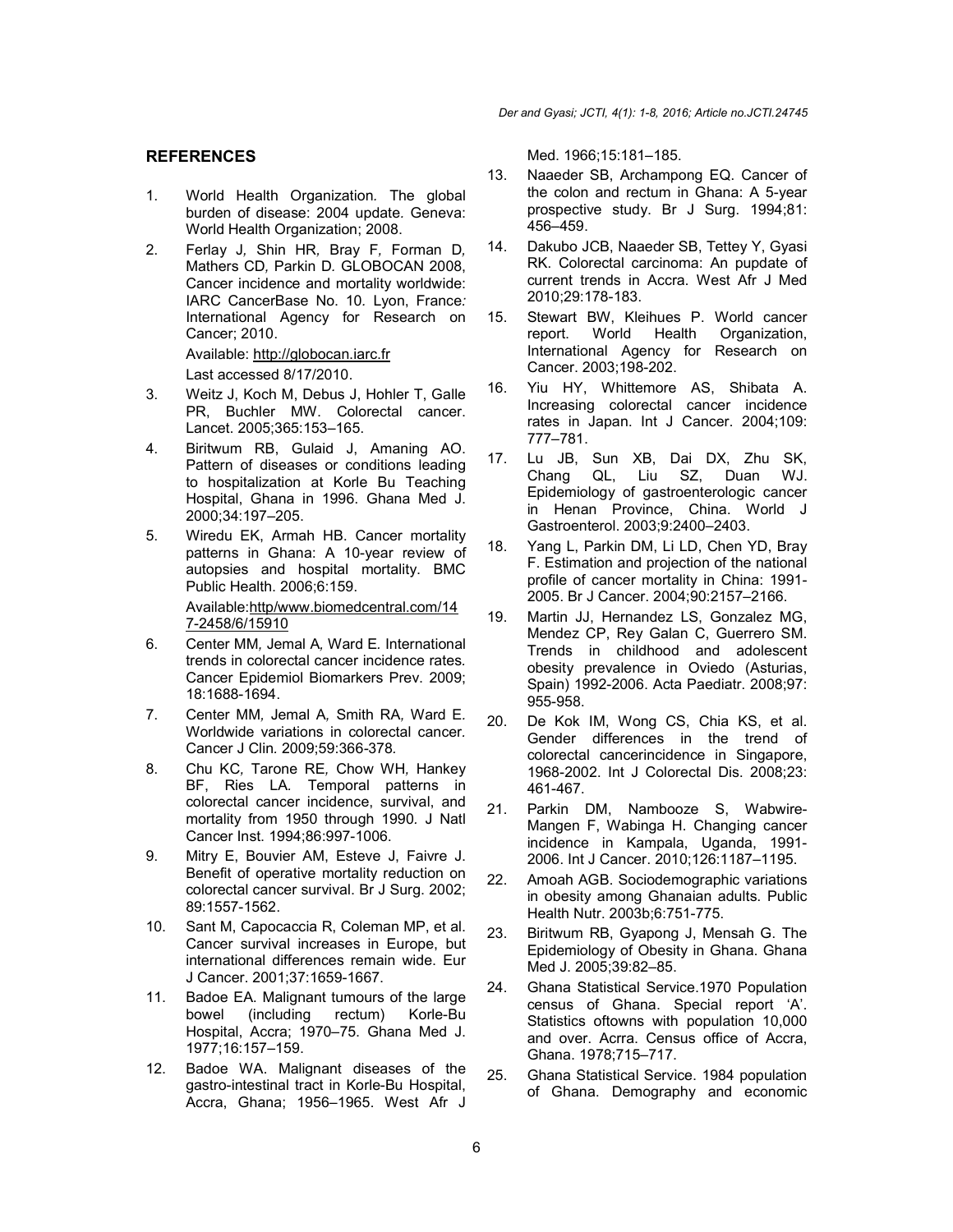## REFERENCES

1. World Health Organization. The global burden of disease: 2004 update. Geneva: World Health Organization; 2008.
2. Ferlay J, Shin HR, Bray F, Forman D, Mathers CD, Parkin D. GLOBOCAN 2008, Cancer incidence and mortality worldwide: IARC CancerBase No. 10. Lyon, France: International Agency for Research on Cancer; 2010.

   Available: http://globocan.iarc.fr

   Last accessed 8/17/2010.
3. Weitz J, Koch M, Debus J, Hohler T, Galle PR, Buchler MW. Colorectal cancer. Lancet. 2005;365:153–165.
4. Biritwum RB, Gulaid J, Amaning AO. Pattern of diseases or conditions leading to hospitalization at Korle Bu Teaching Hospital, Ghana in 1996. Ghana Med J. 2000;34:197–205.
5. Wiredu EK, Armah HB. Cancer mortality patterns in Ghana: A 10-year review of autopsies and hospital mortality. BMC Public Health. 2006;6:159.

   Available:http/www.biomedcentral.com/147-2458/6/15910
6. Center MM, Jemal A, Ward E. International trends in colorectal cancer incidence rates. Cancer Epidemiol Biomarkers Prev. 2009; 18:1688-1694.
7. Center MM, Jemal A, Smith RA, Ward E. Worldwide variations in colorectal cancer. Cancer J Clin. 2009;59:366-378.
8. Chu KC, Tarone RE, Chow WH, Hankey BF, Ries LA. Temporal patterns in colorectal cancer incidence, survival, and mortality from 1950 through 1990. J Natl Cancer Inst. 1994;86:997-1006.
9. Mitry E, Bouvier AM, Esteve J, Faivre J. Benefit of operative mortality reduction on colorectal cancer survival. Br J Surg. 2002; 89:1557-1562.
10. Sant M, Capocaccia R, Coleman MP, et al. Cancer survival increases in Europe, but international differences remain wide. Eur J Cancer. 2001;37:1659-1667.
11. Badoe EA. Malignant tumours of the large bowel (including rectum) Korle-Bu Hospital, Accra; 1970–75. Ghana Med J. 1977;16:157–159.
12. Badoe WA. Malignant diseases of the gastro-intestinal tract in Korle-Bu Hospital, Accra, Ghana; 1956–1965. West Afr J Med. 1966;15:181–185.
13. Naaeder SB, Archampong EQ. Cancer of the colon and rectum in Ghana: A 5-year prospective study. Br J Surg. 1994;81: 456–459.
14. Dakubo JCB, Naaeder SB, Tettey Y, Gyasi RK. Colorectal carcinoma: An pupdate of current trends in Accra. West Afr J Med 2010;29:178-183.
15. Stewart BW, Kleihues P. World cancer report. World Health Organization, International Agency for Research on Cancer. 2003;198-202.
16. Yiu HY, Whittemore AS, Shibata A. Increasing colorectal cancer incidence rates in Japan. Int J Cancer. 2004;109: 777–781.
17. Lu JB, Sun XB, Dai DX, Zhu SK, Chang QL, Liu SZ, Duan WJ. Epidemiology of gastroenterologic cancer in Henan Province, China. World J Gastroenterol. 2003;9:2400–2403.
18. Yang L, Parkin DM, Li LD, Chen YD, Bray F. Estimation and projection of the national profile of cancer mortality in China: 1991-2005. Br J Cancer. 2004;90:2157–2166.
19. Martin JJ, Hernandez LS, Gonzalez MG, Mendez CP, Rey Galan C, Guerrero SM. Trends in childhood and adolescent obesity prevalence in Oviedo (Asturias, Spain) 1992-2006. Acta Paediatr. 2008;97: 955-958.
20. De Kok IM, Wong CS, Chia KS, et al. Gender differences in the trend of colorectal cancerincidence in Singapore, 1968-2002. Int J Colorectal Dis. 2008;23: 461-467.
21. Parkin DM, Nambooze S, Wabwire-Mangen F, Wabinga H. Changing cancer incidence in Kampala, Uganda, 1991-2006. Int J Cancer. 2010;126:1187–1195.
22. Amoah AGB. Sociodemographic variations in obesity among Ghanaian adults. Public Health Nutr. 2003b;6:751-775.
23. Biritwum RB, Gyapong J, Mensah G. The Epidemiology of Obesity in Ghana. Ghana Med J. 2005;39:82–85.
24. Ghana Statistical Service.1970 Population census of Ghana. Special report 'A'. Statistics oftowns with population 10,000 and over. Acrra. Census office of Accra, Ghana. 1978;715–717.
25. Ghana Statistical Service. 1984 population of Ghana. Demography and economic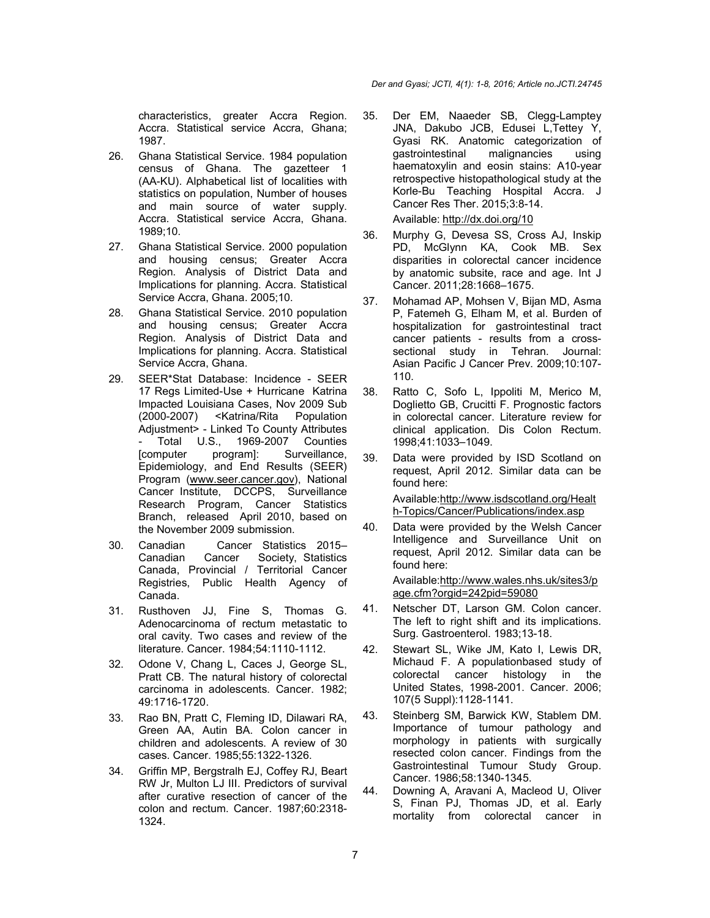characteristics, greater Accra Region. Accra. Statistical service Accra, Ghana; 1987.

26. Ghana Statistical Service. 1984 population census of Ghana. The gazetteer 1 (AA-KU). Alphabetical list of localities with statistics on population, Number of houses and main source of water supply. Accra. Statistical service Accra, Ghana. 1989;10.
27. Ghana Statistical Service. 2000 population and housing census; Greater Accra Region. Analysis of District Data and Implications for planning. Accra. Statistical Service Accra, Ghana. 2005;10.
28. Ghana Statistical Service. 2010 population and housing census; Greater Accra Region. Analysis of District Data and Implications for planning. Accra. Statistical Service Accra, Ghana.
29. SEER*Stat Database: Incidence - SEER 17 Regs Limited-Use + Hurricane Katrina Impacted Louisiana Cases, Nov 2009 Sub (2000-2007) <Katrina/Rita Population Adjustment> - Linked To County Attributes - Total U.S., 1969-2007 Counties [computer program]: Surveillance, Epidemiology, and End Results (SEER) Program (www.seer.cancer.gov), National Cancer Institute, DCCPS, Surveillance Research Program, Cancer Statistics Branch, released April 2010, based on the November 2009 submission.
30. Canadian Cancer Statistics 2015– Canadian Cancer Society, Statistics Canada, Provincial / Territorial Cancer Registries, Public Health Agency of Canada.
31. Rusthoven JJ, Fine S, Thomas G. Adenocarcinoma of rectum metastatic to oral cavity. Two cases and review of the literature. Cancer. 1984;54:1110-1112.
32. Odone V, Chang L, Caces J, George SL, Pratt CB. The natural history of colorectal carcinoma in adolescents. Cancer. 1982; 49:1716-1720.
33. Rao BN, Pratt C, Fleming ID, Dilawari RA, Green AA, Autin BA. Colon cancer in children and adolescents. A review of 30 cases. Cancer. 1985;55:1322-1326.
34. Griffin MP, Bergstralh EJ, Coffey RJ, Beart RW Jr, Multon LJ III. Predictors of survival after curative resection of cancer of the colon and rectum. Cancer. 1987;60:2318-1324.
35. Der EM, Naaeder SB, Clegg-Lamptey JNA, Dakubo JCB, Edusei L,Tettey Y, Gyasi RK. Anatomic categorization of gastrointestinal malignancies using haematoxylin and eosin stains: A10-year retrospective histopathological study at the Korle-Bu Teaching Hospital Accra. J Cancer Res Ther. 2015;3:8-14.

    Available: http://dx.doi.org/10
36. Murphy G, Devesa SS, Cross AJ, Inskip PD, McGlynn KA, Cook MB. Sex disparities in colorectal cancer incidence by anatomic subsite, race and age. Int J Cancer. 2011;28:1668–1675.
37. Mohamad AP, Mohsen V, Bijan MD, Asma P, Fatemeh G, Elham M, et al. Burden of hospitalization for gastrointestinal tract cancer patients - results from a cross-sectional study in Tehran. Journal: Asian Pacific J Cancer Prev. 2009;10:107-110.
38. Ratto C, Sofo L, Ippoliti M, Merico M, Doglietto GB, Crucitti F. Prognostic factors in colorectal cancer. Literature review for clinical application. Dis Colon Rectum. 1998;41:1033–1049.
39. Data were provided by ISD Scotland on request, April 2012. Similar data can be found here:

    Available:http://www.isdscotland.org/Health-Topics/Cancer/Publications/index.asp
40. Data were provided by the Welsh Cancer Intelligence and Surveillance Unit on request, April 2012. Similar data can be found here:

    Available:http://www.wales.nhs.uk/sites3/page.cfm?orgid=242pid=59080
41. Netscher DT, Larson GM. Colon cancer. The left to right shift and its implications. Surg. Gastroenterol. 1983;13-18.
42. Stewart SL, Wike JM, Kato I, Lewis DR, Michaud F. A populationbased study of colorectal cancer histology in the United States, 1998-2001. Cancer. 2006; 107(5 Suppl):1128-1141.
43. Steinberg SM, Barwick KW, Stablem DM. Importance of tumour pathology and morphology in patients with surgically resected colon cancer. Findings from the Gastrointestinal Tumour Study Group. Cancer. 1986;58:1340-1345.
44. Downing A, Aravani A, Macleod U, Oliver S, Finan PJ, Thomas JD, et al. Early mortality from colorectal cancer in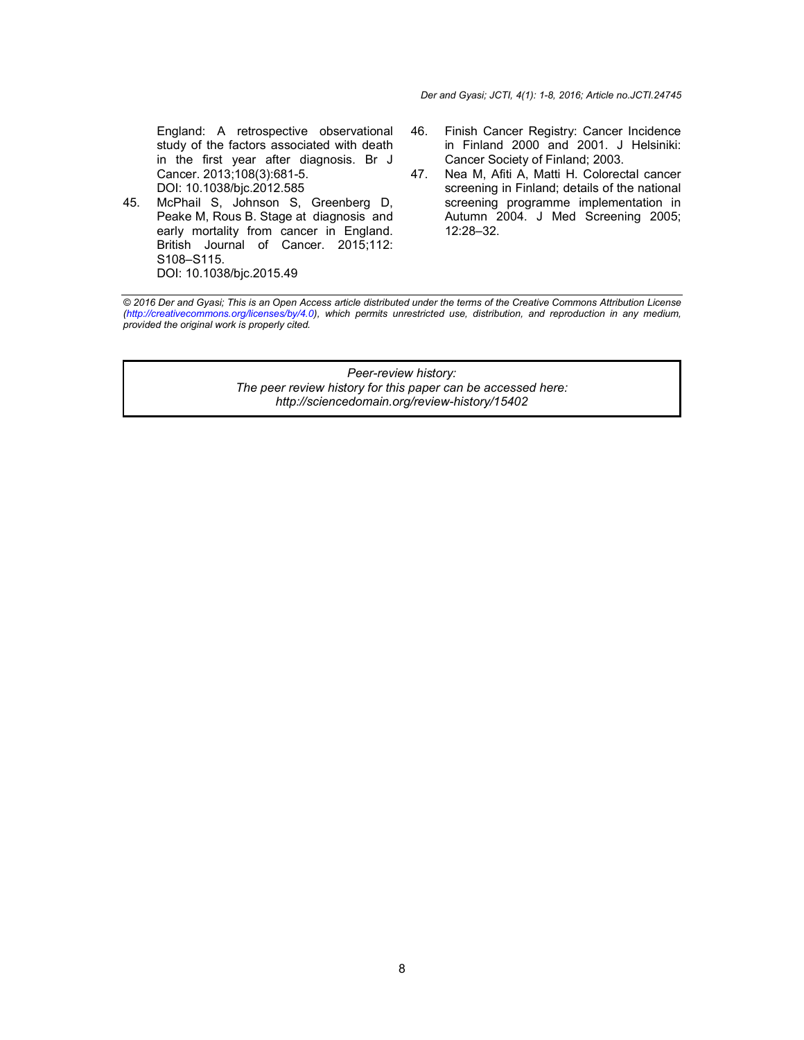England: A retrospective observational study of the factors associated with death in the first year after diagnosis. Br J Cancer. 2013;108(3):681-5.
DOI: 10.1038/bjc.2012.585

45. McPhail S, Johnson S, Greenberg D, Peake M, Rous B. Stage at diagnosis and early mortality from cancer in England. British Journal of Cancer. 2015;112: S108–S115.
DOI: 10.1038/bjc.2015.49

46. Finish Cancer Registry: Cancer Incidence in Finland 2000 and 2001. J Helsiniki: Cancer Society of Finland; 2003.

47. Nea M, Afiti A, Matti H. Colorectal cancer screening in Finland; details of the national screening programme implementation in Autumn 2004. J Med Screening 2005; 12:28–32.

---

*© 2016 Der and Gyasi; This is an Open Access article distributed under the terms of the Creative Commons Attribution License (http://creativecommons.org/licenses/by/4.0), which permits unrestricted use, distribution, and reproduction in any medium, provided the original work is properly cited.*

*Peer-review history:*
*The peer review history for this paper can be accessed here:*
*http://sciencedomain.org/review-history/15402*